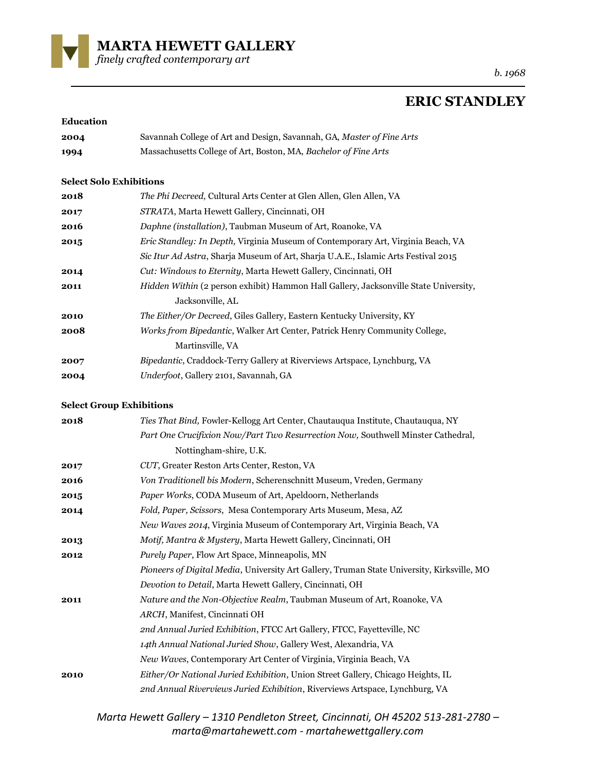# MARTA HEWETT GALLERY

*finely crafted contemporary art*

*b. 1968*

## ERIC STANDLEY

### Education

**2004** Savannah College of Art and Design, Savannah, GA, *Master of Fine Arts*

**1994** Massachusetts College of Art, Boston, MA, *Bachelor of Fine Arts*

### Select Solo Exhibitions

**2018** *The Phi Decreed,* Cultural Arts Center at Glen Allen, Glen Allen, VA

**2017** *STRATA*, Marta Hewett Gallery, Cincinnati, OH

**2016** *Daphne (installation)*, Taubman Museum of Art, Roanoke, VA

**2015** *Eric Standley: In Depth,* Virginia Museum of Contemporary Art, Virginia Beach, VA

*Sic Itur Ad Astra*, Sharja Museum of Art, Sharja U.A.E., Islamic Arts Festival 2015

**2014** *Cut: Windows to Eternity*, Marta Hewett Gallery, Cincinnati, OH

**2011** *Hidden Within* (2 person exhibit) Hammon Hall Gallery, Jacksonville State University, Jacksonville, AL

**2010** *The Either/Or Decreed*, Giles Gallery, Eastern Kentucky University, KY

**2008** *Works from Bipedantic*, Walker Art Center, Patrick Henry Community College, Martinsville, VA

**2007** *Bipedantic*, Craddock-Terry Gallery at Riverviews Artspace, Lynchburg, VA

**2004** *Underfoot*, Gallery 2101, Savannah, GA

### Select Group Exhibitions

**2018** *Ties That Bind,* Fowler-Kellogg Art Center, Chautauqua Institute, Chautauqua, NY

*Part One Crucifixion Now/Part Two Resurrection Now,* Southwell Minster Cathedral, Nottingham-shire, U.K.

**2017** *CUT*, Greater Reston Arts Center, Reston, VA

**2016** *Von Traditionell bis Modern*, Scherenschnitt Museum, Vreden, Germany

**2015** *Paper Works*, CODA Museum of Art, Apeldoorn, Netherlands

**2014** *Fold, Paper, Scissors*, Mesa Contemporary Arts Museum, Mesa, AZ

*New Waves 2014*, Virginia Museum of Contemporary Art, Virginia Beach, VA

**2013** *Motif, Mantra & Mystery*, Marta Hewett Gallery, Cincinnati, OH

**2012** *Purely Paper*, Flow Art Space, Minneapolis, MN

*Pioneers of Digital Media*, University Art Gallery, Truman State University, Kirksville, MO

*Devotion to Detail*, Marta Hewett Gallery, Cincinnati, OH

**2011** *Nature and the Non-Objective Realm*, Taubman Museum of Art, Roanoke, VA

*ARCH*, Manifest, Cincinnati OH

*2nd Annual Juried Exhibition*, FTCC Art Gallery, FTCC, Fayetteville, NC

*14th Annual National Juried Show*, Gallery West, Alexandria, VA

*New Waves*, Contemporary Art Center of Virginia, Virginia Beach, VA

**2010** *Either/Or National Juried Exhibition*, Union Street Gallery, Chicago Heights, IL

*2nd Annual Riverviews Juried Exhibition*, Riverviews Artspace, Lynchburg, VA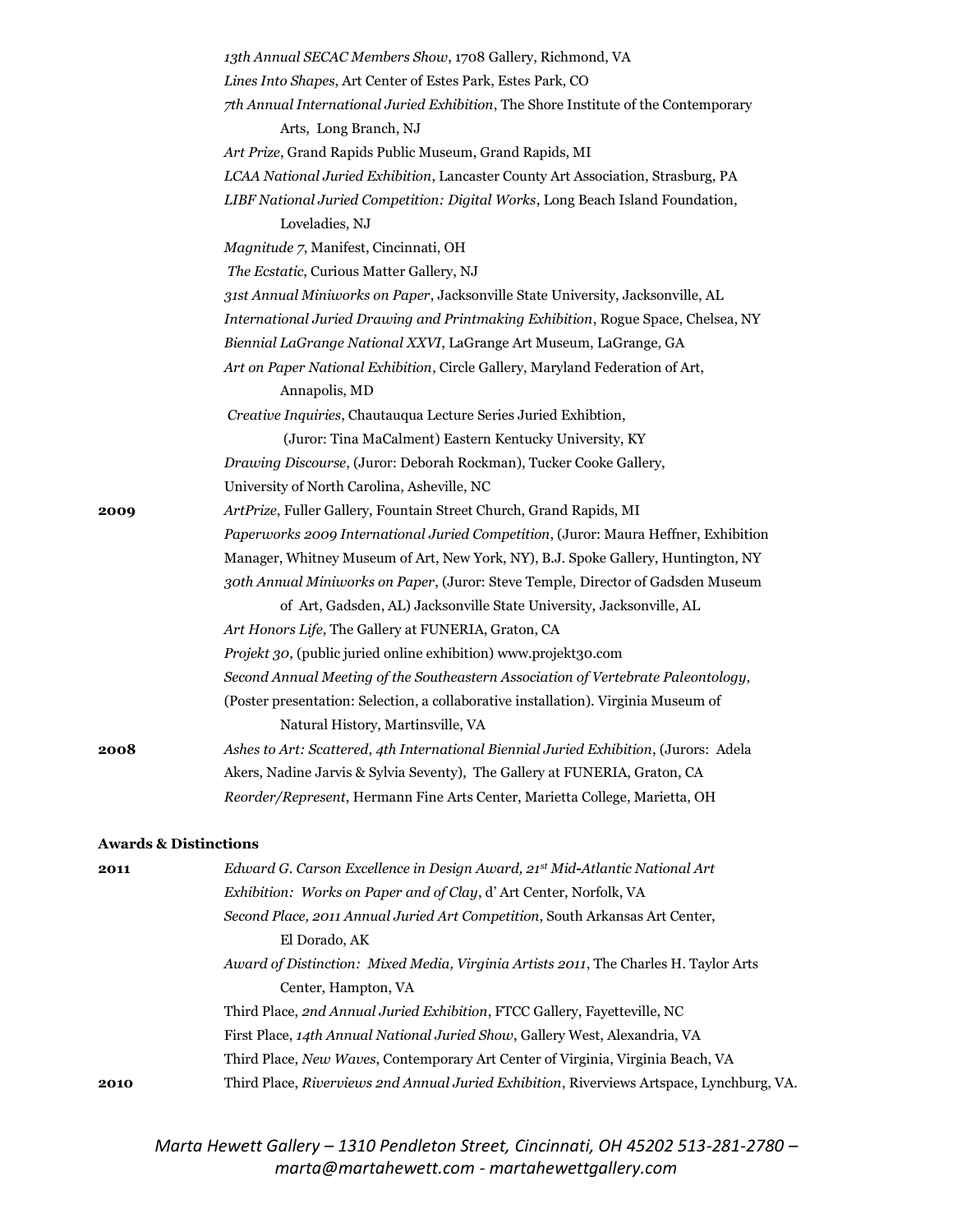*13th Annual SECAC Members Show*, 1708 Gallery, Richmond, VA
*Lines Into Shapes*, Art Center of Estes Park, Estes Park, CO
*7th Annual International Juried Exhibition*, The Shore Institute of the Contemporary Arts, Long Branch, NJ
*Art Prize*, Grand Rapids Public Museum, Grand Rapids, MI
*LCAA National Juried Exhibition*, Lancaster County Art Association, Strasburg, PA
*LIBF National Juried Competition: Digital Works*, Long Beach Island Foundation, Loveladies, NJ
*Magnitude 7*, Manifest, Cincinnati, OH
*The Ecstatic*, Curious Matter Gallery, NJ
*31st Annual Miniworks on Paper*, Jacksonville State University, Jacksonville, AL
*International Juried Drawing and Printmaking Exhibition*, Rogue Space, Chelsea, NY
*Biennial LaGrange National XXVI*, LaGrange Art Museum, LaGrange, GA
*Art on Paper National Exhibition*, Circle Gallery, Maryland Federation of Art, Annapolis, MD
*Creative Inquiries*, Chautauqua Lecture Series Juried Exhibtion, (Juror: Tina MaCalment) Eastern Kentucky University, KY
*Drawing Discourse*, (Juror: Deborah Rockman), Tucker Cooke Gallery, University of North Carolina, Asheville, NC

**2009**
*ArtPrize*, Fuller Gallery, Fountain Street Church, Grand Rapids, MI
*Paperworks 2009 International Juried Competition*, (Juror: Maura Heffner, Exhibition Manager, Whitney Museum of Art, New York, NY), B.J. Spoke Gallery, Huntington, NY
*30th Annual Miniworks on Paper*, (Juror: Steve Temple, Director of Gadsden Museum of Art, Gadsden, AL) Jacksonville State University, Jacksonville, AL
*Art Honors Life*, The Gallery at FUNERIA, Graton, CA
*Projekt 30*, (public juried online exhibition) www.projekt30.com
*Second Annual Meeting of the Southeastern Association of Vertebrate Paleontology*, (Poster presentation: Selection, a collaborative installation). Virginia Museum of Natural History, Martinsville, VA

**2008**
*Ashes to Art: Scattered*, *4th International Biennial Juried Exhibition*, (Jurors: Adela Akers, Nadine Jarvis & Sylvia Seventy), The Gallery at FUNERIA, Graton, CA
*Reorder/Represent*, Hermann Fine Arts Center, Marietta College, Marietta, OH

### Awards & Distinctions

**2011**
*Edward G. Carson Excellence in Design Award, 21st Mid-Atlantic National Art Exhibition: Works on Paper and of Clay*, d' Art Center, Norfolk, VA
*Second Place, 2011 Annual Juried Art Competition*, South Arkansas Art Center, El Dorado, AK
*Award of Distinction: Mixed Media, Virginia Artists 2011*, The Charles H. Taylor Arts Center, Hampton, VA
Third Place, *2nd Annual Juried Exhibition*, FTCC Gallery, Fayetteville, NC
First Place, *14th Annual National Juried Show*, Gallery West, Alexandria, VA
Third Place, *New Waves*, Contemporary Art Center of Virginia, Virginia Beach, VA

**2010**
Third Place, *Riverviews 2nd Annual Juried Exhibition*, Riverviews Artspace, Lynchburg, VA.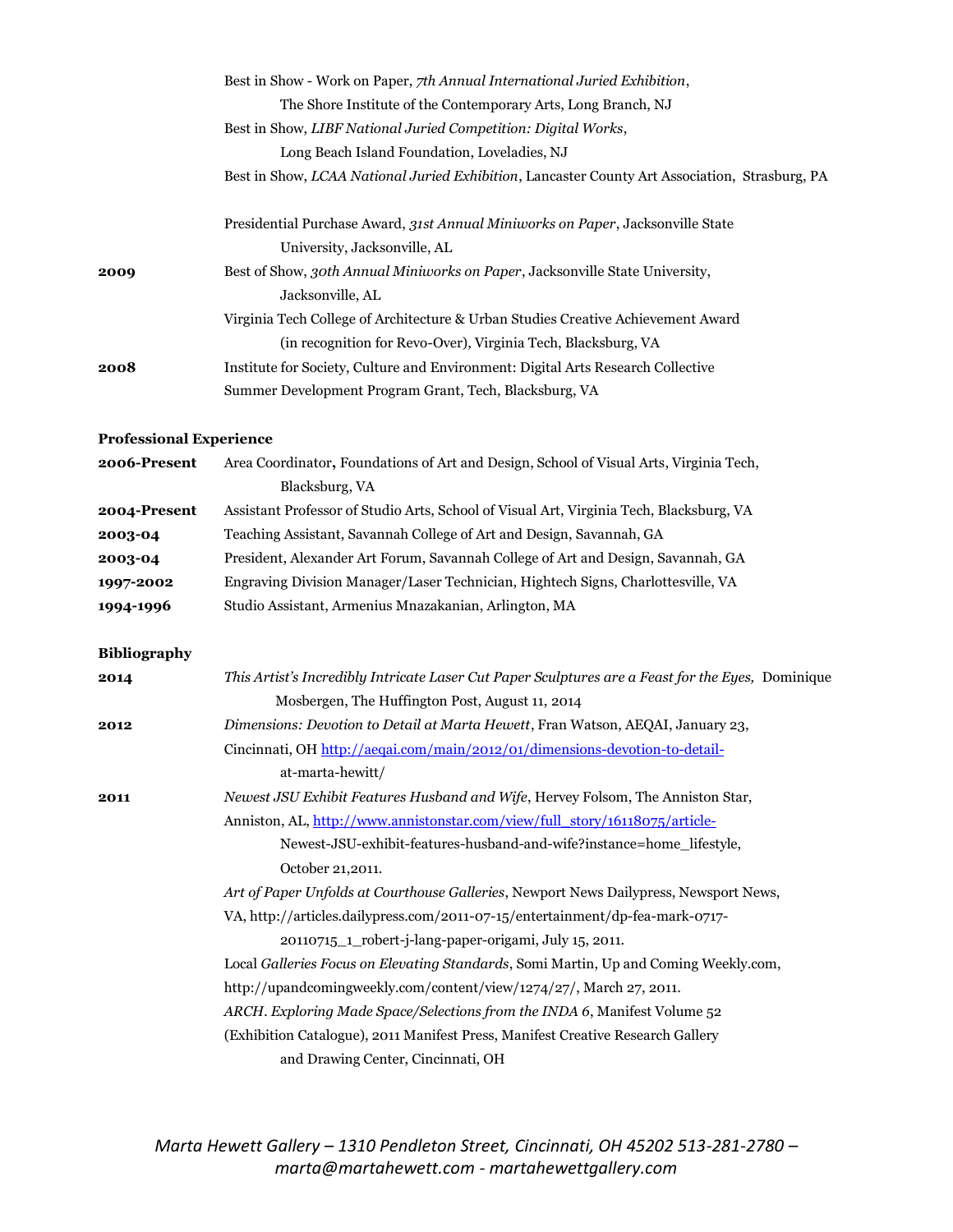| | |
|---|---|
| | Best in Show - Work on Paper, *7th Annual International Juried Exhibition*, The Shore Institute of the Contemporary Arts, Long Branch, NJ |
| | Best in Show, *LIBF National Juried Competition: Digital Works*, Long Beach Island Foundation, Loveladies, NJ |
| | Best in Show, *LCAA National Juried Exhibition*, Lancaster County Art Association, Strasburg, PA |
| | Presidential Purchase Award, *31st Annual Miniworks on Paper*, Jacksonville State University, Jacksonville, AL |
| **2009** | Best of Show, *30th Annual Miniworks on Paper*, Jacksonville State University, Jacksonville, AL |
| | Virginia Tech College of Architecture & Urban Studies Creative Achievement Award (in recognition for Revo-Over), Virginia Tech, Blacksburg, VA |
| **2008** | Institute for Society, Culture and Environment: Digital Arts Research Collective Summer Development Program Grant, Tech, Blacksburg, VA |

**Professional Experience**

| | |
|---|---|
| **2006-Present** | Area Coordinator**,** Foundations of Art and Design, School of Visual Arts, Virginia Tech, Blacksburg, VA |
| **2004-Present** | Assistant Professor of Studio Arts, School of Visual Art, Virginia Tech, Blacksburg, VA |
| **2003-04** | Teaching Assistant, Savannah College of Art and Design, Savannah, GA |
| **2003-04** | President, Alexander Art Forum, Savannah College of Art and Design, Savannah, GA |
| **1997-2002** | Engraving Division Manager/Laser Technician, Hightech Signs, Charlottesville, VA |
| **1994-1996** | Studio Assistant, Armenius Mnazakanian, Arlington, MA |

**Bibliography**

| | |
|---|---|
| **2014** | *This Artist's Incredibly Intricate Laser Cut Paper Sculptures are a Feast for the Eyes,* Dominique Mosbergen, The Huffington Post, August 11, 2014 |
| **2012** | *Dimensions: Devotion to Detail at Marta Hewett*, Fran Watson, AEQAI, January 23, Cincinnati, OH http://aeqai.com/main/2012/01/dimensions-devotion-to-detail-at-marta-hewitt/ |
| **2011** | *Newest JSU Exhibit Features Husband and Wife*, Hervey Folsom, The Anniston Star, Anniston, AL, http://www.annistonstar.com/view/full_story/16118075/article-Newest-JSU-exhibit-features-husband-and-wife?instance=home_lifestyle, October 21,2011. |
| | *Art of Paper Unfolds at Courthouse Galleries*, Newport News Dailypress, Newsport News, VA, http://articles.dailypress.com/2011-07-15/entertainment/dp-fea-mark-0717-20110715_1_robert-j-lang-paper-origami, July 15, 2011. |
| | Local *Galleries Focus on Elevating Standards*, Somi Martin, Up and Coming Weekly.com, http://upandcomingweekly.com/content/view/1274/27/, March 27, 2011. |
| | *ARCH. Exploring Made Space/Selections from the INDA 6*, Manifest Volume 52 (Exhibition Catalogue), 2011 Manifest Press, Manifest Creative Research Gallery and Drawing Center, Cincinnati, OH |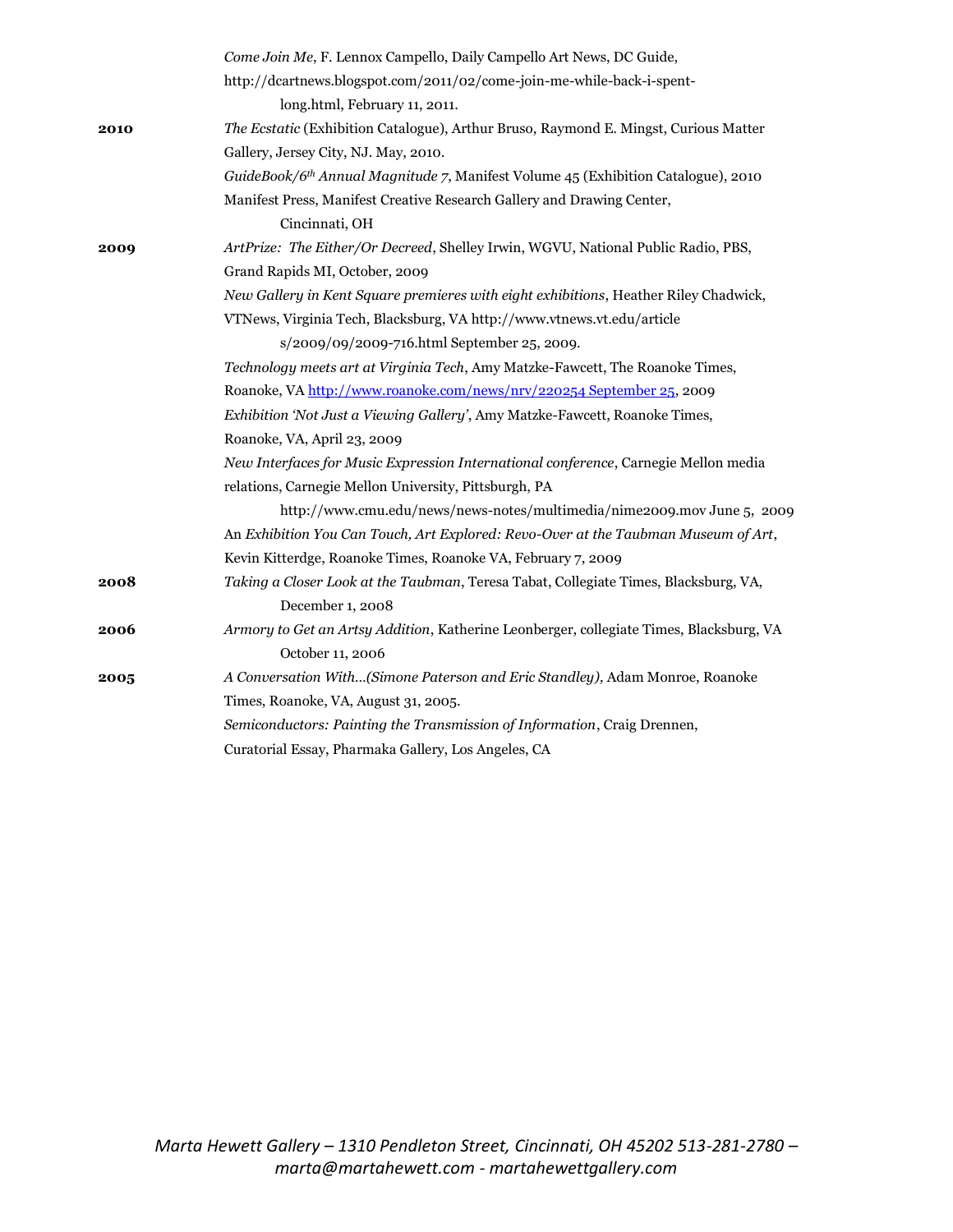*Come Join Me*, F. Lennox Campello, Daily Campello Art News, DC Guide, http://dcartnews.blogspot.com/2011/02/come-join-me-while-back-i-spent-long.html, February 11, 2011.

**2010**

*The Ecstatic* (Exhibition Catalogue), Arthur Bruso, Raymond E. Mingst, Curious Matter Gallery, Jersey City, NJ. May, 2010.

*GuideBook/6th Annual Magnitude 7*, Manifest Volume 45 (Exhibition Catalogue), 2010 Manifest Press, Manifest Creative Research Gallery and Drawing Center, Cincinnati, OH

**2009**

*ArtPrize: The Either/Or Decreed*, Shelley Irwin, WGVU, National Public Radio, PBS, Grand Rapids MI, October, 2009

*New Gallery in Kent Square premieres with eight exhibitions*, Heather Riley Chadwick, VTNews, Virginia Tech, Blacksburg, VA http://www.vtnews.vt.edu/articles/2009/09/2009-716.html September 25, 2009.

*Technology meets art at Virginia Tech*, Amy Matzke-Fawcett, The Roanoke Times, Roanoke, VA http://www.roanoke.com/news/nrv/220254 September 25, 2009

*Exhibition 'Not Just a Viewing Gallery'*, Amy Matzke-Fawcett, Roanoke Times, Roanoke, VA, April 23, 2009

*New Interfaces for Music Expression International conference*, Carnegie Mellon media relations, Carnegie Mellon University, Pittsburgh, PA http://www.cmu.edu/news/news-notes/multimedia/nime2009.mov June 5, 2009

An *Exhibition You Can Touch, Art Explored: Revo-Over at the Taubman Museum of Art*, Kevin Kitterdge, Roanoke Times, Roanoke VA, February 7, 2009

**2008**

*Taking a Closer Look at the Taubman*, Teresa Tabat, Collegiate Times, Blacksburg, VA, December 1, 2008

**2006**

*Armory to Get an Artsy Addition*, Katherine Leonberger, collegiate Times, Blacksburg, VA October 11, 2006

**2005**

*A Conversation With…(Simone Paterson and Eric Standley),* Adam Monroe, Roanoke Times, Roanoke, VA, August 31, 2005.

*Semiconductors: Painting the Transmission of Information*, Craig Drennen, Curatorial Essay, Pharmaka Gallery, Los Angeles, CA